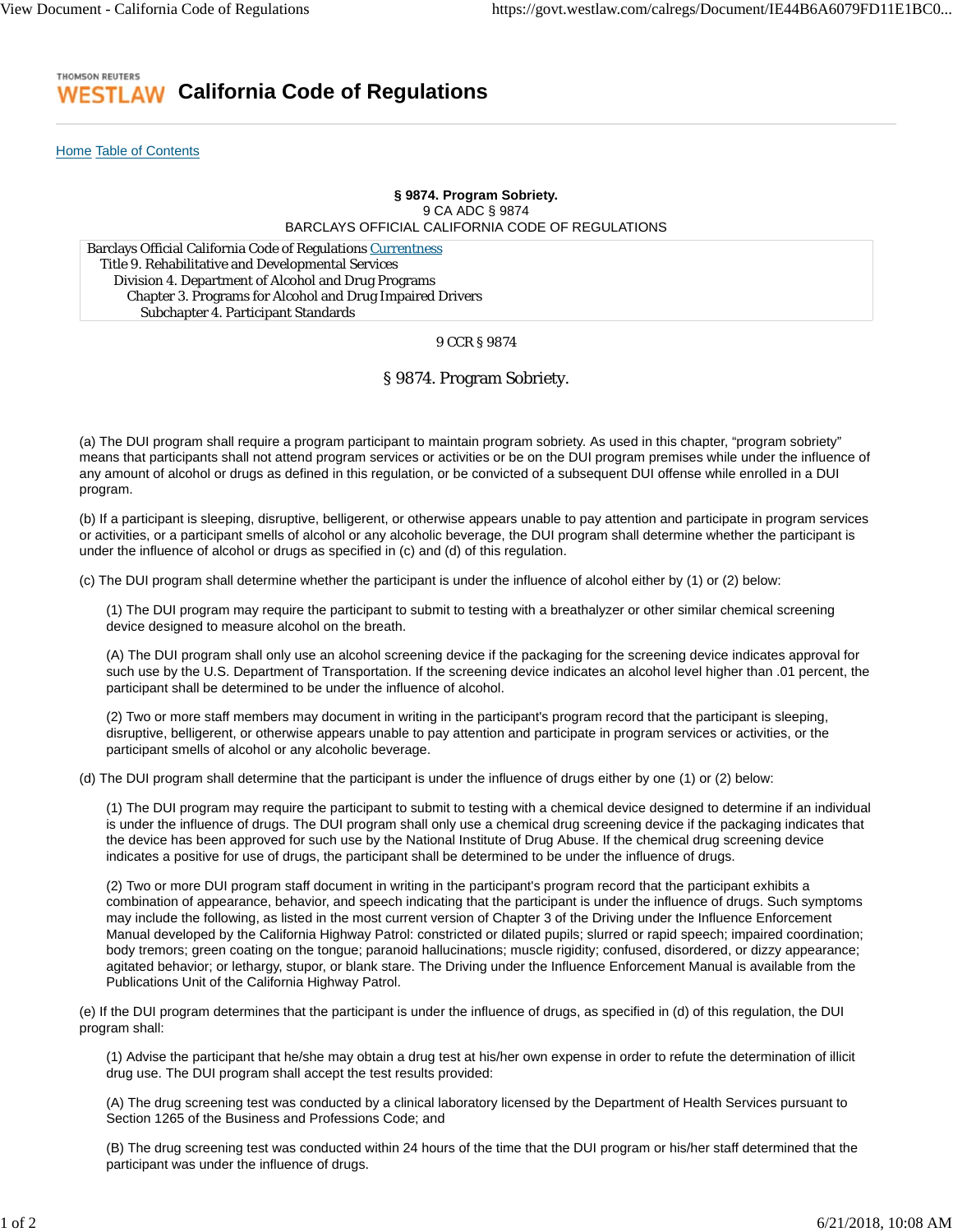# California Code of Regulations

Home Table of Contents

**§ 9874. Program Sobriety.**
9 CA ADC § 9874
BARCLAYS OFFICIAL CALIFORNIA CODE OF REGULATIONS

Barclays Official California Code of Regulations Currentness
Title 9. Rehabilitative and Developmental Services
Division 4. Department of Alcohol and Drug Programs
Chapter 3. Programs for Alcohol and Drug Impaired Drivers
Subchapter 4. Participant Standards

9 CCR § 9874

## § 9874. Program Sobriety.

(a) The DUI program shall require a program participant to maintain program sobriety. As used in this chapter, "program sobriety" means that participants shall not attend program services or activities or be on the DUI program premises while under the influence of any amount of alcohol or drugs as defined in this regulation, or be convicted of a subsequent DUI offense while enrolled in a DUI program.

(b) If a participant is sleeping, disruptive, belligerent, or otherwise appears unable to pay attention and participate in program services or activities, or a participant smells of alcohol or any alcoholic beverage, the DUI program shall determine whether the participant is under the influence of alcohol or drugs as specified in (c) and (d) of this regulation.

(c) The DUI program shall determine whether the participant is under the influence of alcohol either by (1) or (2) below:

(1) The DUI program may require the participant to submit to testing with a breathalyzer or other similar chemical screening device designed to measure alcohol on the breath.

(A) The DUI program shall only use an alcohol screening device if the packaging for the screening device indicates approval for such use by the U.S. Department of Transportation. If the screening device indicates an alcohol level higher than .01 percent, the participant shall be determined to be under the influence of alcohol.

(2) Two or more staff members may document in writing in the participant's program record that the participant is sleeping, disruptive, belligerent, or otherwise appears unable to pay attention and participate in program services or activities, or the participant smells of alcohol or any alcoholic beverage.

(d) The DUI program shall determine that the participant is under the influence of drugs either by one (1) or (2) below:

(1) The DUI program may require the participant to submit to testing with a chemical device designed to determine if an individual is under the influence of drugs. The DUI program shall only use a chemical drug screening device if the packaging indicates that the device has been approved for such use by the National Institute of Drug Abuse. If the chemical drug screening device indicates a positive for use of drugs, the participant shall be determined to be under the influence of drugs.

(2) Two or more DUI program staff document in writing in the participant's program record that the participant exhibits a combination of appearance, behavior, and speech indicating that the participant is under the influence of drugs. Such symptoms may include the following, as listed in the most current version of Chapter 3 of the Driving under the Influence Enforcement Manual developed by the California Highway Patrol: constricted or dilated pupils; slurred or rapid speech; impaired coordination; body tremors; green coating on the tongue; paranoid hallucinations; muscle rigidity; confused, disordered, or dizzy appearance; agitated behavior; or lethargy, stupor, or blank stare. The Driving under the Influence Enforcement Manual is available from the Publications Unit of the California Highway Patrol.

(e) If the DUI program determines that the participant is under the influence of drugs, as specified in (d) of this regulation, the DUI program shall:

(1) Advise the participant that he/she may obtain a drug test at his/her own expense in order to refute the determination of illicit drug use. The DUI program shall accept the test results provided:

(A) The drug screening test was conducted by a clinical laboratory licensed by the Department of Health Services pursuant to Section 1265 of the Business and Professions Code; and

(B) The drug screening test was conducted within 24 hours of the time that the DUI program or his/her staff determined that the participant was under the influence of drugs.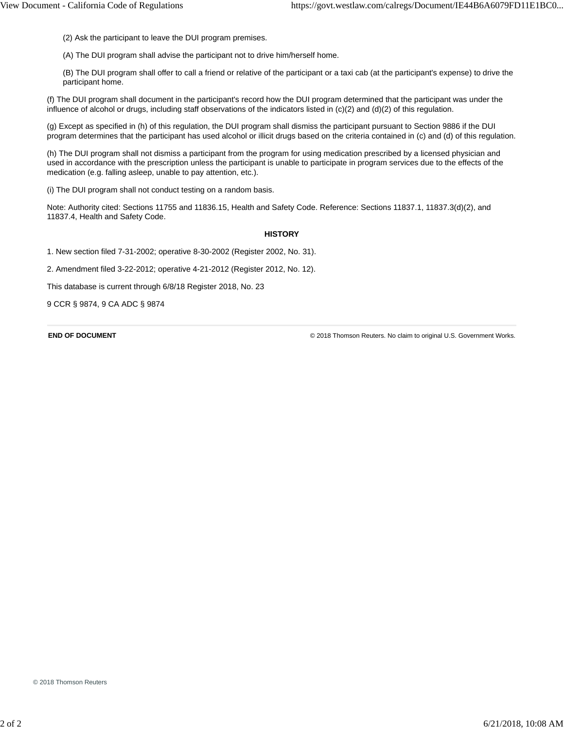(2) Ask the participant to leave the DUI program premises.

(A) The DUI program shall advise the participant not to drive him/herself home.

(B) The DUI program shall offer to call a friend or relative of the participant or a taxi cab (at the participant's expense) to drive the participant home.

(f) The DUI program shall document in the participant's record how the DUI program determined that the participant was under the influence of alcohol or drugs, including staff observations of the indicators listed in (c)(2) and (d)(2) of this regulation.

(g) Except as specified in (h) of this regulation, the DUI program shall dismiss the participant pursuant to Section 9886 if the DUI program determines that the participant has used alcohol or illicit drugs based on the criteria contained in (c) and (d) of this regulation.

(h) The DUI program shall not dismiss a participant from the program for using medication prescribed by a licensed physician and used in accordance with the prescription unless the participant is unable to participate in program services due to the effects of the medication (e.g. falling asleep, unable to pay attention, etc.).

(i) The DUI program shall not conduct testing on a random basis.

Note: Authority cited: Sections 11755 and 11836.15, Health and Safety Code. Reference: Sections 11837.1, 11837.3(d)(2), and 11837.4, Health and Safety Code.

**HISTORY**

1. New section filed 7-31-2002; operative 8-30-2002 (Register 2002, No. 31).

2. Amendment filed 3-22-2012; operative 4-21-2012 (Register 2012, No. 12).

This database is current through 6/8/18 Register 2018, No. 23

9 CCR § 9874, 9 CA ADC § 9874

**END OF DOCUMENT** © 2018 Thomson Reuters. No claim to original U.S. Government Works.